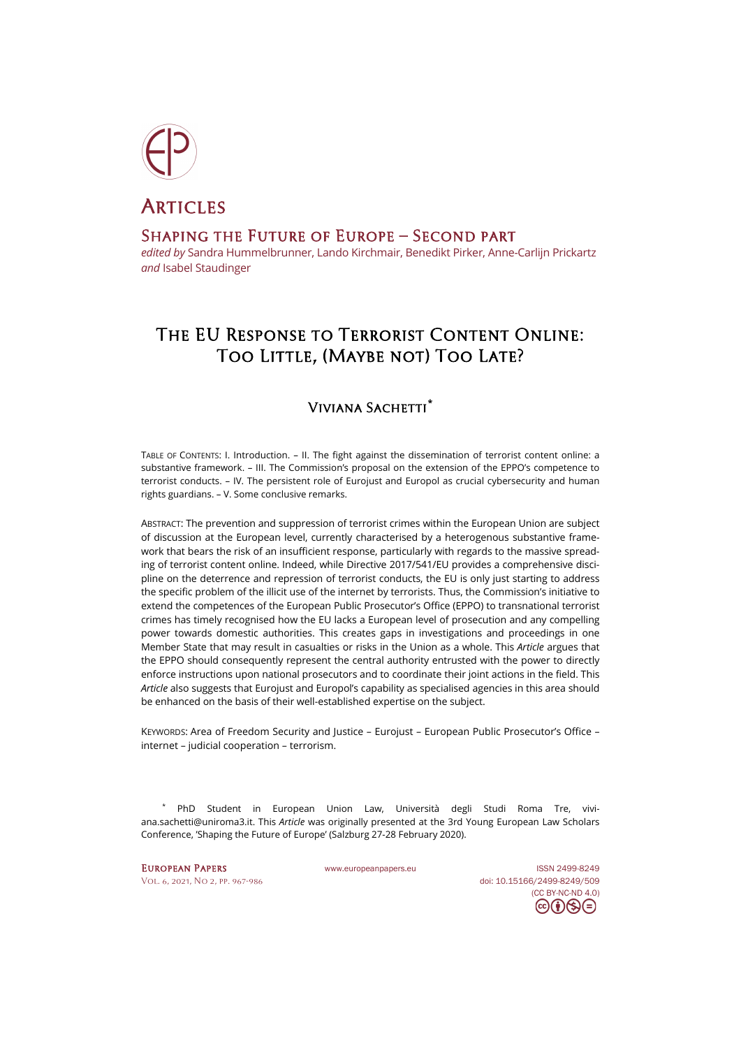# Articles

## Shaping the Future of Europe – Second part

*edited by* Sandra Hummelbrunner, Lando Kirchmair, Benedikt Pirker, Anne-Carlijn Prickartz *and* Isabel Staudinger

# The EU Response to Terrorist Content Online: Too Little, (Maybe not) Too Late?

### Viviana Sachetti*

Table of Contents: I. Introduction. – II. The fight against the dissemination of terrorist content online: a substantive framework. – III. The Commission's proposal on the extension of the EPPO's competence to terrorist conducts. – IV. The persistent role of Eurojust and Europol as crucial cybersecurity and human rights guardians. – V. Some conclusive remarks.

Abstract: The prevention and suppression of terrorist crimes within the European Union are subject of discussion at the European level, currently characterised by a heterogenous substantive framework that bears the risk of an insufficient response, particularly with regards to the massive spreading of terrorist content online. Indeed, while Directive 2017/541/EU provides a comprehensive discipline on the deterrence and repression of terrorist conducts, the EU is only just starting to address the specific problem of the illicit use of the internet by terrorists. Thus, the Commission's initiative to extend the competences of the European Public Prosecutor's Office (EPPO) to transnational terrorist crimes has timely recognised how the EU lacks a European level of prosecution and any compelling power towards domestic authorities. This creates gaps in investigations and proceedings in one Member State that may result in casualties or risks in the Union as a whole. This *Article* argues that the EPPO should consequently represent the central authority entrusted with the power to directly enforce instructions upon national prosecutors and to coordinate their joint actions in the field. This *Article* also suggests that Eurojust and Europol's capability as specialised agencies in this area should be enhanced on the basis of their well-established expertise on the subject.

Keywords: Area of Freedom Security and Justice – Eurojust – European Public Prosecutor's Office – internet – judicial cooperation – terrorism.

---

\* PhD Student in European Union Law, Università degli Studi Roma Tre, viviana.sachetti@uniroma3.it. This *Article* was originally presented at the 3rd Young European Law Scholars Conference, 'Shaping the Future of Europe' (Salzburg 27-28 February 2020).

European Papers
Vol. 6, 2021, No 2, pp. 967-986
www.europeanpapers.eu
ISSN 2499-8249
doi: 10.15166/2499-8249/509
(CC BY-NC-ND 4.0)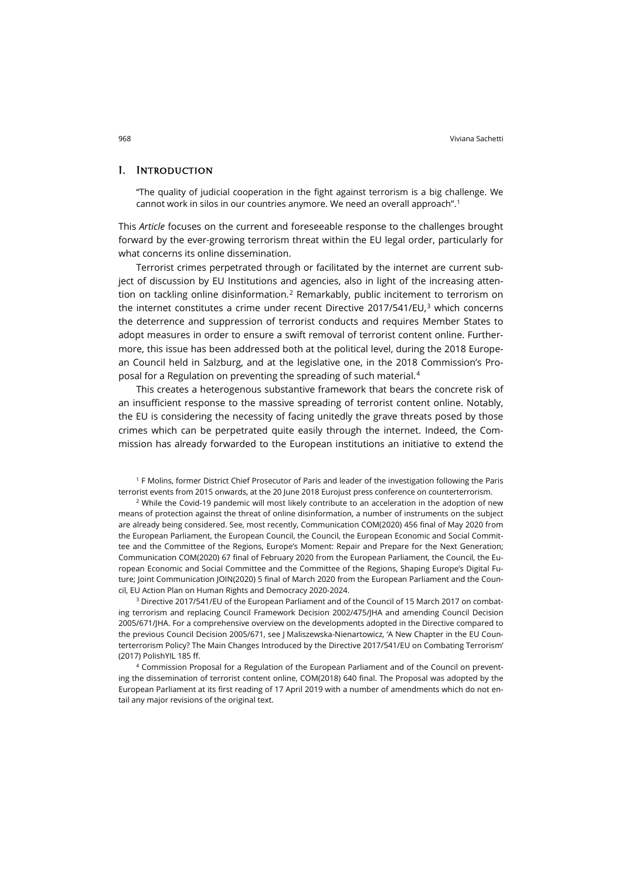## I. Introduction

> "The quality of judicial cooperation in the fight against terrorism is a big challenge. We cannot work in silos in our countries anymore. We need an overall approach".[1]

This *Article* focuses on the current and foreseeable response to the challenges brought forward by the ever-growing terrorism threat within the EU legal order, particularly for what concerns its online dissemination.

Terrorist crimes perpetrated through or facilitated by the internet are current subject of discussion by EU Institutions and agencies, also in light of the increasing attention on tackling online disinformation.[2] Remarkably, public incitement to terrorism on the internet constitutes a crime under recent Directive 2017/541/EU,[3] which concerns the deterrence and suppression of terrorist conducts and requires Member States to adopt measures in order to ensure a swift removal of terrorist content online. Furthermore, this issue has been addressed both at the political level, during the 2018 European Council held in Salzburg, and at the legislative one, in the 2018 Commission's Proposal for a Regulation on preventing the spreading of such material.[4]

This creates a heterogenous substantive framework that bears the concrete risk of an insufficient response to the massive spreading of terrorist content online. Notably, the EU is considering the necessity of facing unitedly the grave threats posed by those crimes which can be perpetrated quite easily through the internet. Indeed, the Commission has already forwarded to the European institutions an initiative to extend the

[1] F Molins, former District Chief Prosecutor of Paris and leader of the investigation following the Paris terrorist events from 2015 onwards, at the 20 June 2018 Eurojust press conference on counterterrorism.

[2] While the Covid-19 pandemic will most likely contribute to an acceleration in the adoption of new means of protection against the threat of online disinformation, a number of instruments on the subject are already being considered. See, most recently, Communication COM(2020) 456 final of May 2020 from the European Parliament, the European Council, the Council, the European Economic and Social Committee and the Committee of the Regions, Europe's Moment: Repair and Prepare for the Next Generation; Communication COM(2020) 67 final of February 2020 from the European Parliament, the Council, the European Economic and Social Committee and the Committee of the Regions, Shaping Europe's Digital Future; Joint Communication JOIN(2020) 5 final of March 2020 from the European Parliament and the Council, EU Action Plan on Human Rights and Democracy 2020-2024.

[3] Directive 2017/541/EU of the European Parliament and of the Council of 15 March 2017 on combating terrorism and replacing Council Framework Decision 2002/475/JHA and amending Council Decision 2005/671/JHA. For a comprehensive overview on the developments adopted in the Directive compared to the previous Council Decision 2005/671, see J Maliszewska-Nienartowicz, 'A New Chapter in the EU Counterterrorism Policy? The Main Changes Introduced by the Directive 2017/541/EU on Combating Terrorism' (2017) PolishYIL 185 ff.

[4] Commission Proposal for a Regulation of the European Parliament and of the Council on preventing the dissemination of terrorist content online, COM(2018) 640 final. The Proposal was adopted by the European Parliament at its first reading of 17 April 2019 with a number of amendments which do not entail any major revisions of the original text.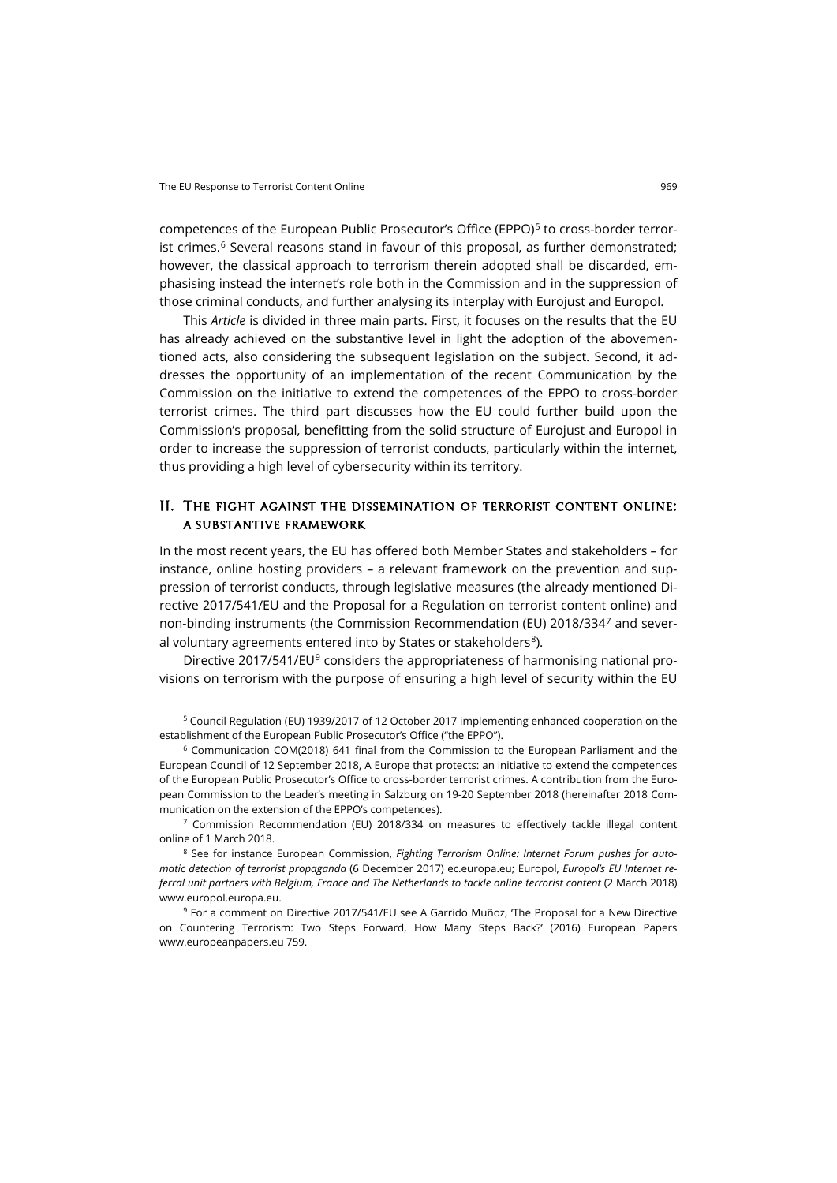competences of the European Public Prosecutor's Office (EPPO)[5] to cross-border terrorist crimes.[6] Several reasons stand in favour of this proposal, as further demonstrated; however, the classical approach to terrorism therein adopted shall be discarded, emphasising instead the internet's role both in the Commission and in the suppression of those criminal conducts, and further analysing its interplay with Eurojust and Europol.

This *Article* is divided in three main parts. First, it focuses on the results that the EU has already achieved on the substantive level in light the adoption of the abovementioned acts, also considering the subsequent legislation on the subject. Second, it addresses the opportunity of an implementation of the recent Communication by the Commission on the initiative to extend the competences of the EPPO to cross-border terrorist crimes. The third part discusses how the EU could further build upon the Commission's proposal, benefitting from the solid structure of Eurojust and Europol in order to increase the suppression of terrorist conducts, particularly within the internet, thus providing a high level of cybersecurity within its territory.

## II. The fight against the dissemination of terrorist content online: a substantive framework

In the most recent years, the EU has offered both Member States and stakeholders – for instance, online hosting providers – a relevant framework on the prevention and suppression of terrorist conducts, through legislative measures (the already mentioned Directive 2017/541/EU and the Proposal for a Regulation on terrorist content online) and non-binding instruments (the Commission Recommendation (EU) 2018/334[7] and several voluntary agreements entered into by States or stakeholders[8]).

Directive 2017/541/EU[9] considers the appropriateness of harmonising national provisions on terrorism with the purpose of ensuring a high level of security within the EU

---

[5] Council Regulation (EU) 1939/2017 of 12 October 2017 implementing enhanced cooperation on the establishment of the European Public Prosecutor's Office ("the EPPO").

[6] Communication COM(2018) 641 final from the Commission to the European Parliament and the European Council of 12 September 2018, A Europe that protects: an initiative to extend the competences of the European Public Prosecutor's Office to cross-border terrorist crimes. A contribution from the European Commission to the Leader's meeting in Salzburg on 19-20 September 2018 (hereinafter 2018 Communication on the extension of the EPPO's competences).

[7] Commission Recommendation (EU) 2018/334 on measures to effectively tackle illegal content online of 1 March 2018.

[8] See for instance European Commission, *Fighting Terrorism Online: Internet Forum pushes for automatic detection of terrorist propaganda* (6 December 2017) ec.europa.eu; Europol, *Europol's EU Internet referral unit partners with Belgium, France and The Netherlands to tackle online terrorist content* (2 March 2018) www.europol.europa.eu.

[9] For a comment on Directive 2017/541/EU see A Garrido Muñoz, 'The Proposal for a New Directive on Countering Terrorism: Two Steps Forward, How Many Steps Back?' (2016) European Papers www.europeanpapers.eu 759.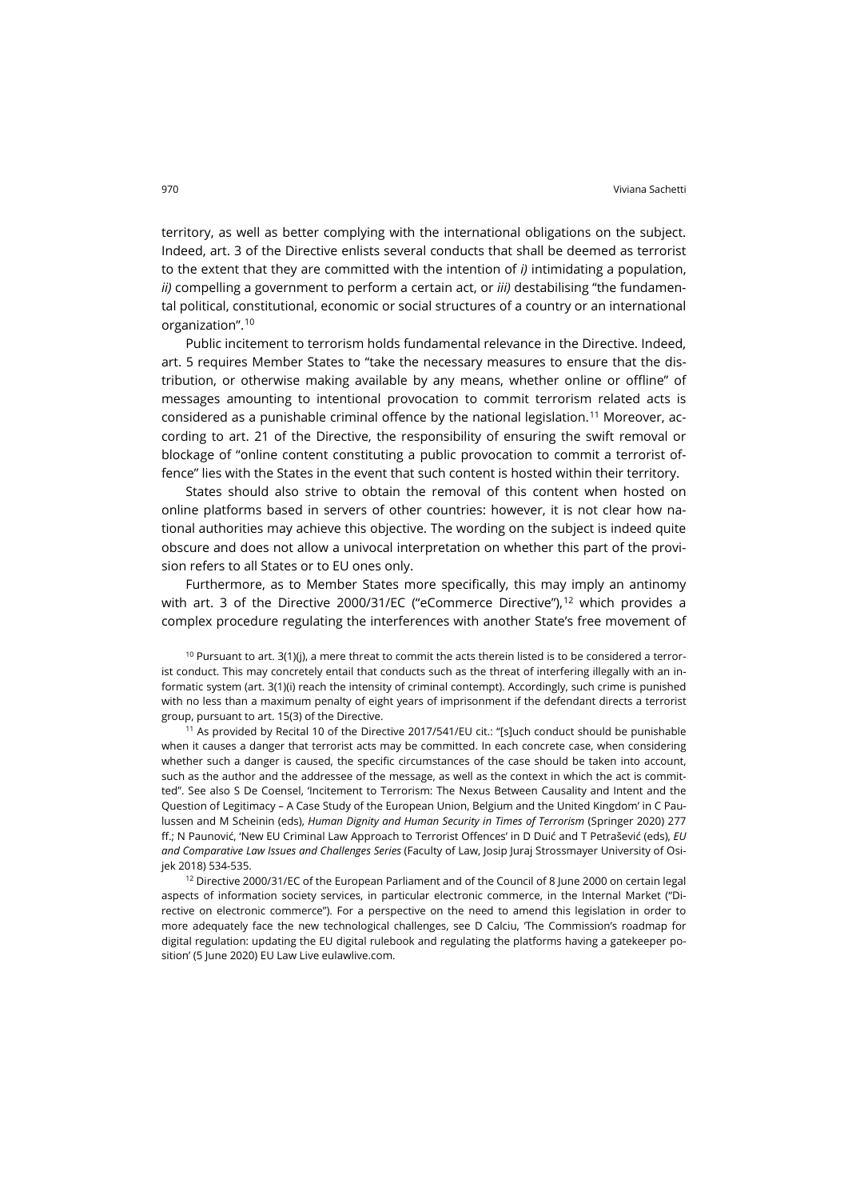territory, as well as better complying with the international obligations on the subject. Indeed, art. 3 of the Directive enlists several conducts that shall be deemed as terrorist to the extent that they are committed with the intention of *i)* intimidating a population, *ii)* compelling a government to perform a certain act, or *iii)* destabilising "the fundamental political, constitutional, economic or social structures of a country or an international organization".[10]

Public incitement to terrorism holds fundamental relevance in the Directive. Indeed, art. 5 requires Member States to "take the necessary measures to ensure that the distribution, or otherwise making available by any means, whether online or offline" of messages amounting to intentional provocation to commit terrorism related acts is considered as a punishable criminal offence by the national legislation.[11] Moreover, according to art. 21 of the Directive, the responsibility of ensuring the swift removal or blockage of "online content constituting a public provocation to commit a terrorist offence" lies with the States in the event that such content is hosted within their territory.

States should also strive to obtain the removal of this content when hosted on online platforms based in servers of other countries: however, it is not clear how national authorities may achieve this objective. The wording on the subject is indeed quite obscure and does not allow a univocal interpretation on whether this part of the provision refers to all States or to EU ones only.

Furthermore, as to Member States more specifically, this may imply an antinomy with art. 3 of the Directive 2000/31/EC ("eCommerce Directive"),[12] which provides a complex procedure regulating the interferences with another State's free movement of

[10] Pursuant to art. 3(1)(j), a mere threat to commit the acts therein listed is to be considered a terrorist conduct. This may concretely entail that conducts such as the threat of interfering illegally with an informatic system (art. 3(1)(i) reach the intensity of criminal contempt). Accordingly, such crime is punished with no less than a maximum penalty of eight years of imprisonment if the defendant directs a terrorist group, pursuant to art. 15(3) of the Directive.

[11] As provided by Recital 10 of the Directive 2017/541/EU cit.: "[s]uch conduct should be punishable when it causes a danger that terrorist acts may be committed. In each concrete case, when considering whether such a danger is caused, the specific circumstances of the case should be taken into account, such as the author and the addressee of the message, as well as the context in which the act is committed". See also S De Coensel, 'Incitement to Terrorism: The Nexus Between Causality and Intent and the Question of Legitimacy – A Case Study of the European Union, Belgium and the United Kingdom' in C Paulussen and M Scheinin (eds), *Human Dignity and Human Security in Times of Terrorism* (Springer 2020) 277 ff.; N Paunović, 'New EU Criminal Law Approach to Terrorist Offences' in D Duić and T Petrašević (eds), *EU and Comparative Law Issues and Challenges Series* (Faculty of Law, Josip Juraj Strossmayer University of Osijek 2018) 534-535.

[12] Directive 2000/31/EC of the European Parliament and of the Council of 8 June 2000 on certain legal aspects of information society services, in particular electronic commerce, in the Internal Market ("Directive on electronic commerce"). For a perspective on the need to amend this legislation in order to more adequately face the new technological challenges, see D Calciu, 'The Commission's roadmap for digital regulation: updating the EU digital rulebook and regulating the platforms having a gatekeeper position' (5 June 2020) EU Law Live eulawlive.com.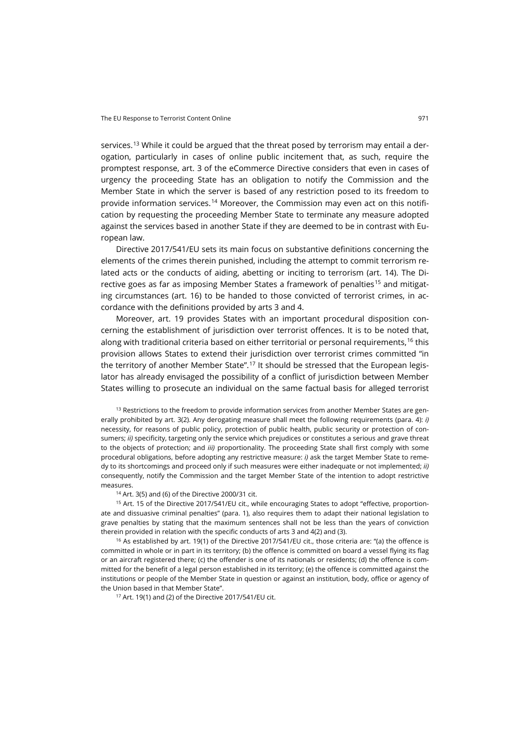services.[13] While it could be argued that the threat posed by terrorism may entail a derogation, particularly in cases of online public incitement that, as such, require the promptest response, art. 3 of the eCommerce Directive considers that even in cases of urgency the proceeding State has an obligation to notify the Commission and the Member State in which the server is based of any restriction posed to its freedom to provide information services.[14] Moreover, the Commission may even act on this notification by requesting the proceeding Member State to terminate any measure adopted against the services based in another State if they are deemed to be in contrast with European law.

Directive 2017/541/EU sets its main focus on substantive definitions concerning the elements of the crimes therein punished, including the attempt to commit terrorism related acts or the conducts of aiding, abetting or inciting to terrorism (art. 14). The Directive goes as far as imposing Member States a framework of penalties[15] and mitigating circumstances (art. 16) to be handed to those convicted of terrorist crimes, in accordance with the definitions provided by arts 3 and 4.

Moreover, art. 19 provides States with an important procedural disposition concerning the establishment of jurisdiction over terrorist offences. It is to be noted that, along with traditional criteria based on either territorial or personal requirements,[16] this provision allows States to extend their jurisdiction over terrorist crimes committed "in the territory of another Member State".[17] It should be stressed that the European legislator has already envisaged the possibility of a conflict of jurisdiction between Member States willing to prosecute an individual on the same factual basis for alleged terrorist

[13] Restrictions to the freedom to provide information services from another Member States are generally prohibited by art. 3(2). Any derogating measure shall meet the following requirements (para. 4): *i)* necessity, for reasons of public policy, protection of public health, public security or protection of consumers; *ii)* specificity, targeting only the service which prejudices or constitutes a serious and grave threat to the objects of protection; and *iii)* proportionality. The proceeding State shall first comply with some procedural obligations, before adopting any restrictive measure: *i)* ask the target Member State to remedy to its shortcomings and proceed only if such measures were either inadequate or not implemented; *ii)* consequently, notify the Commission and the target Member State of the intention to adopt restrictive measures.

[14] Art. 3(5) and (6) of the Directive 2000/31 cit.

[15] Art. 15 of the Directive 2017/541/EU cit., while encouraging States to adopt "effective, proportionate and dissuasive criminal penalties" (para. 1), also requires them to adapt their national legislation to grave penalties by stating that the maximum sentences shall not be less than the years of conviction therein provided in relation with the specific conducts of arts 3 and 4(2) and (3).

[16] As established by art. 19(1) of the Directive 2017/541/EU cit., those criteria are: "(a) the offence is committed in whole or in part in its territory; (b) the offence is committed on board a vessel flying its flag or an aircraft registered there; (c) the offender is one of its nationals or residents; (d) the offence is committed for the benefit of a legal person established in its territory; (e) the offence is committed against the institutions or people of the Member State in question or against an institution, body, office or agency of the Union based in that Member State".

[17] Art. 19(1) and (2) of the Directive 2017/541/EU cit.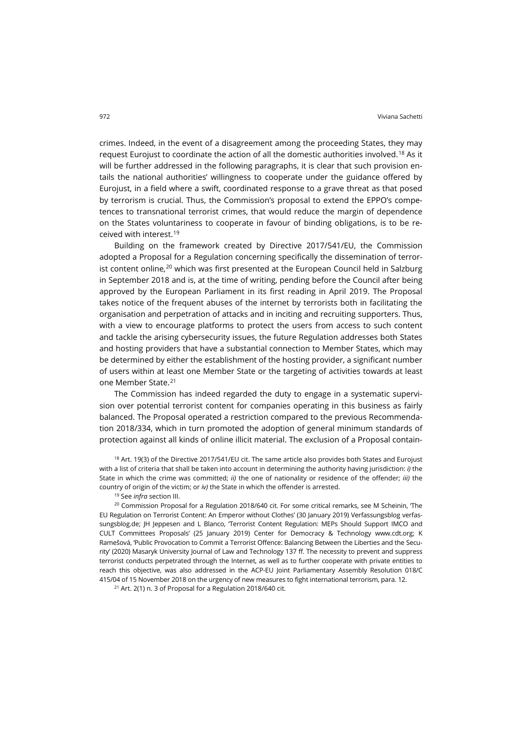crimes. Indeed, in the event of a disagreement among the proceeding States, they may request Eurojust to coordinate the action of all the domestic authorities involved.[18] As it will be further addressed in the following paragraphs, it is clear that such provision entails the national authorities' willingness to cooperate under the guidance offered by Eurojust, in a field where a swift, coordinated response to a grave threat as that posed by terrorism is crucial. Thus, the Commission's proposal to extend the EPPO's competences to transnational terrorist crimes, that would reduce the margin of dependence on the States voluntariness to cooperate in favour of binding obligations, is to be received with interest.[19]

Building on the framework created by Directive 2017/541/EU, the Commission adopted a Proposal for a Regulation concerning specifically the dissemination of terrorist content online,[20] which was first presented at the European Council held in Salzburg in September 2018 and is, at the time of writing, pending before the Council after being approved by the European Parliament in its first reading in April 2019. The Proposal takes notice of the frequent abuses of the internet by terrorists both in facilitating the organisation and perpetration of attacks and in inciting and recruiting supporters. Thus, with a view to encourage platforms to protect the users from access to such content and tackle the arising cybersecurity issues, the future Regulation addresses both States and hosting providers that have a substantial connection to Member States, which may be determined by either the establishment of the hosting provider, a significant number of users within at least one Member State or the targeting of activities towards at least one Member State.[21]

The Commission has indeed regarded the duty to engage in a systematic supervision over potential terrorist content for companies operating in this business as fairly balanced. The Proposal operated a restriction compared to the previous Recommendation 2018/334, which in turn promoted the adoption of general minimum standards of protection against all kinds of online illicit material. The exclusion of a Proposal contain-

[18] Art. 19(3) of the Directive 2017/541/EU cit. The same article also provides both States and Eurojust with a list of criteria that shall be taken into account in determining the authority having jurisdiction: *i)* the State in which the crime was committed; *ii)* the one of nationality or residence of the offender; *iii)* the country of origin of the victim; or *iv)* the State in which the offender is arrested.

[19] See *infra* section III.

[20] Commission Proposal for a Regulation 2018/640 cit. For some critical remarks, see M Scheinin, 'The EU Regulation on Terrorist Content: An Emperor without Clothes' (30 January 2019) Verfassungsblog verfassungsblog.de; JH Jeppesen and L Blanco, 'Terrorist Content Regulation: MEPs Should Support IMCO and CULT Committees Proposals' (25 January 2019) Center for Democracy & Technology www.cdt.org; K Ramešová, 'Public Provocation to Commit a Terrorist Offence: Balancing Between the Liberties and the Security' (2020) Masaryk University Journal of Law and Technology 137 ff. The necessity to prevent and suppress terrorist conducts perpetrated through the Internet, as well as to further cooperate with private entities to reach this objective, was also addressed in the ACP-EU Joint Parliamentary Assembly Resolution 018/C 415/04 of 15 November 2018 on the urgency of new measures to fight international terrorism, para. 12.

[21] Art. 2(1) n. 3 of Proposal for a Regulation 2018/640 cit.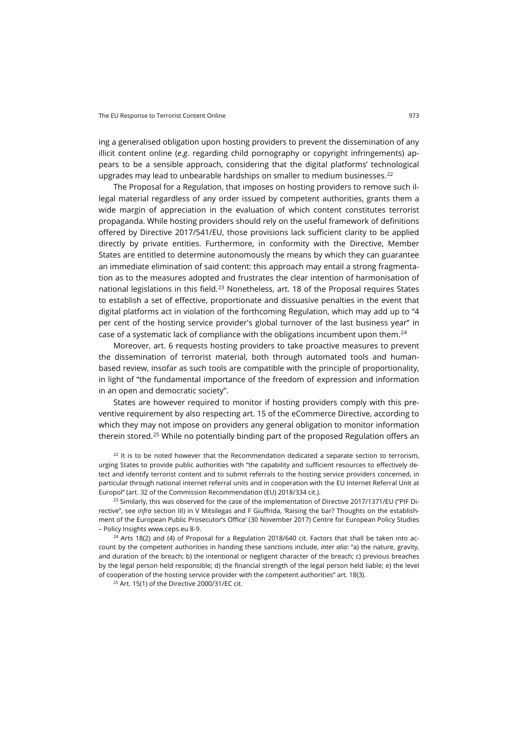ing a generalised obligation upon hosting providers to prevent the dissemination of any illicit content online (*e.g*. regarding child pornography or copyright infringements) appears to be a sensible approach, considering that the digital platforms' technological upgrades may lead to unbearable hardships on smaller to medium businesses.[22]

The Proposal for a Regulation, that imposes on hosting providers to remove such illegal material regardless of any order issued by competent authorities, grants them a wide margin of appreciation in the evaluation of which content constitutes terrorist propaganda. While hosting providers should rely on the useful framework of definitions offered by Directive 2017/541/EU, those provisions lack sufficient clarity to be applied directly by private entities. Furthermore, in conformity with the Directive, Member States are entitled to determine autonomously the means by which they can guarantee an immediate elimination of said content: this approach may entail a strong fragmentation as to the measures adopted and frustrates the clear intention of harmonisation of national legislations in this field.[23] Nonetheless, art. 18 of the Proposal requires States to establish a set of effective, proportionate and dissuasive penalties in the event that digital platforms act in violation of the forthcoming Regulation, which may add up to "4 per cent of the hosting service provider's global turnover of the last business year" in case of a systematic lack of compliance with the obligations incumbent upon them.[24]

Moreover, art. 6 requests hosting providers to take proactive measures to prevent the dissemination of terrorist material, both through automated tools and human-based review, insofar as such tools are compatible with the principle of proportionality, in light of "the fundamental importance of the freedom of expression and information in an open and democratic society".

States are however required to monitor if hosting providers comply with this preventive requirement by also respecting art. 15 of the eCommerce Directive, according to which they may not impose on providers any general obligation to monitor information therein stored.[25] While no potentially binding part of the proposed Regulation offers an

[22] It is to be noted however that the Recommendation dedicated a separate section to terrorism, urging States to provide public authorities with "the capability and sufficient resources to effectively detect and identify terrorist content and to submit referrals to the hosting service providers concerned, in particular through national internet referral units and in cooperation with the EU Internet Referral Unit at Europol" (art. 32 of the Commission Recommendation (EU) 2018/334 cit.).

[23] Similarly, this was observed for the case of the implementation of Directive 2017/1371/EU ("PIF Directive", see *infra* section III) in V Mitsilegas and F Giuffrida, 'Raising the bar? Thoughts on the establishment of the European Public Prosecutor's Office' (30 November 2017) Centre for European Policy Studies – Policy Insights www.ceps.eu 8-9.

[24] Arts 18(2) and (4) of Proposal for a Regulation 2018/640 cit. Factors that shall be taken into account by the competent authorities in handing these sanctions include, *inter alia*: "a) the nature, gravity, and duration of the breach; b) the intentional or negligent character of the breach; c) previous breaches by the legal person held responsible; d) the financial strength of the legal person held liable; e) the level of cooperation of the hosting service provider with the competent authorities" art. 18(3).

[25] Art. 15(1) of the Directive 2000/31/EC cit.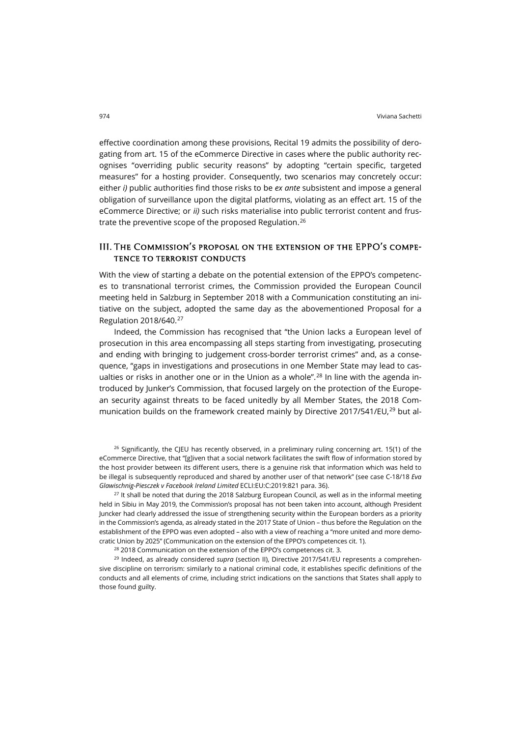effective coordination among these provisions, Recital 19 admits the possibility of derogating from art. 15 of the eCommerce Directive in cases where the public authority recognises "overriding public security reasons" by adopting "certain specific, targeted measures" for a hosting provider. Consequently, two scenarios may concretely occur: either *i)* public authorities find those risks to be *ex ante* subsistent and impose a general obligation of surveillance upon the digital platforms, violating as an effect art. 15 of the eCommerce Directive; or *ii)* such risks materialise into public terrorist content and frustrate the preventive scope of the proposed Regulation.[26]

## III. The Commission's proposal on the extension of the EPPO's competence to terrorist conducts

With the view of starting a debate on the potential extension of the EPPO's competences to transnational terrorist crimes, the Commission provided the European Council meeting held in Salzburg in September 2018 with a Communication constituting an initiative on the subject, adopted the same day as the abovementioned Proposal for a Regulation 2018/640.[27]

Indeed, the Commission has recognised that "the Union lacks a European level of prosecution in this area encompassing all steps starting from investigating, prosecuting and ending with bringing to judgement cross-border terrorist crimes" and, as a consequence, "gaps in investigations and prosecutions in one Member State may lead to casualties or risks in another one or in the Union as a whole".[28] In line with the agenda introduced by Junker's Commission, that focused largely on the protection of the European security against threats to be faced unitedly by all Member States, the 2018 Communication builds on the framework created mainly by Directive 2017/541/EU,[29] but al-

[26] Significantly, the CJEU has recently observed, in a preliminary ruling concerning art. 15(1) of the eCommerce Directive, that "[g]iven that a social network facilitates the swift flow of information stored by the host provider between its different users, there is a genuine risk that information which was held to be illegal is subsequently reproduced and shared by another user of that network" (see case C-18/18 *Eva Glawischnig-Piesczek v Facebook Ireland Limited* ECLI:EU:C:2019:821 para. 36).

[27] It shall be noted that during the 2018 Salzburg European Council, as well as in the informal meeting held in Sibiu in May 2019, the Commission's proposal has not been taken into account, although President Juncker had clearly addressed the issue of strengthening security within the European borders as a priority in the Commission's agenda, as already stated in the 2017 State of Union – thus before the Regulation on the establishment of the EPPO was even adopted – also with a view of reaching a "more united and more democratic Union by 2025" (Communication on the extension of the EPPO's competences cit. 1).

[28] 2018 Communication on the extension of the EPPO's competences cit. 3.

[29] Indeed, as already considered *supra* (section II), Directive 2017/541/EU represents a comprehensive discipline on terrorism: similarly to a national criminal code, it establishes specific definitions of the conducts and all elements of crime, including strict indications on the sanctions that States shall apply to those found guilty.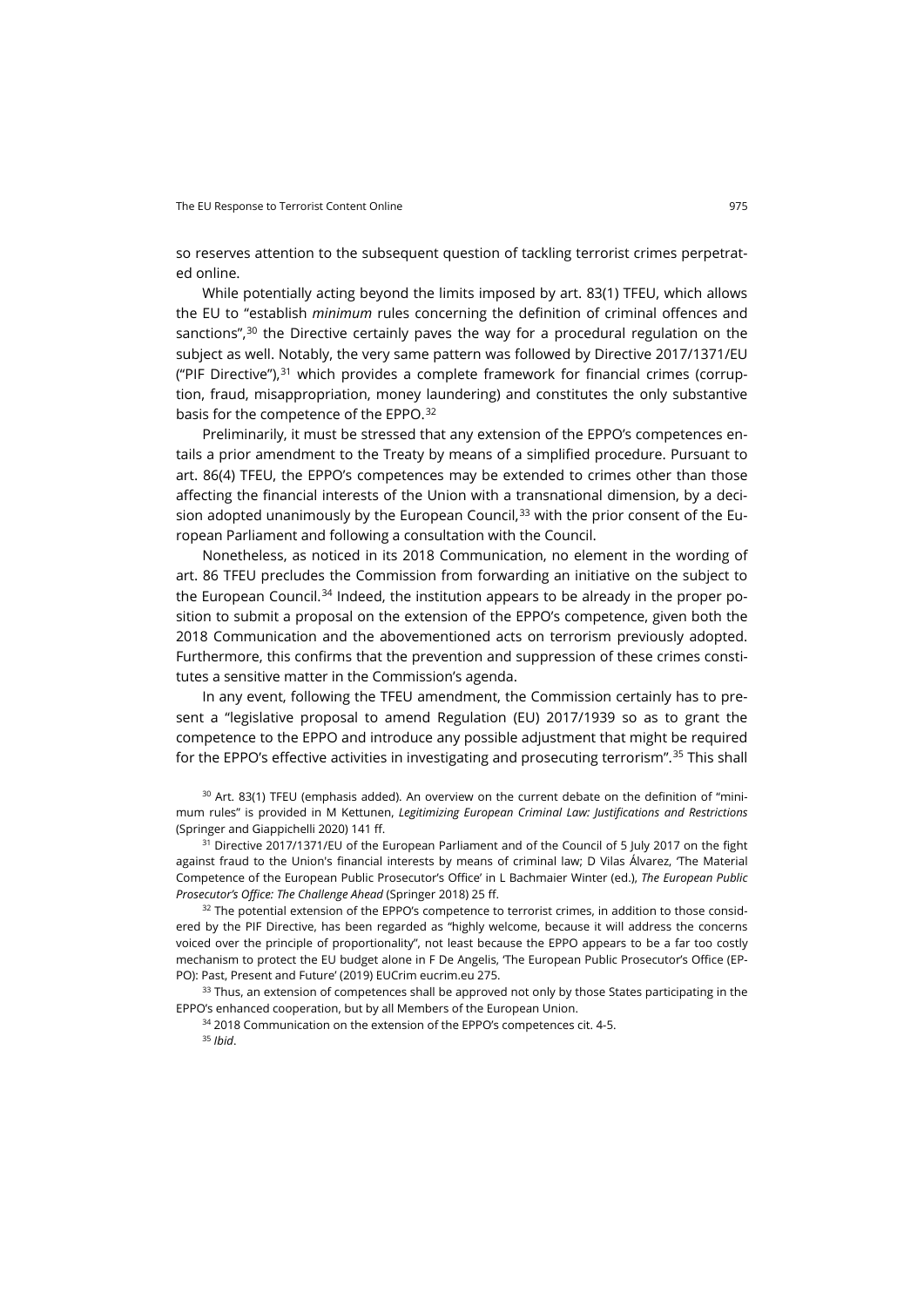so reserves attention to the subsequent question of tackling terrorist crimes perpetrated online.

While potentially acting beyond the limits imposed by art. 83(1) TFEU, which allows the EU to "establish *minimum* rules concerning the definition of criminal offences and sanctions",[30] the Directive certainly paves the way for a procedural regulation on the subject as well. Notably, the very same pattern was followed by Directive 2017/1371/EU ("PIF Directive"),[31] which provides a complete framework for financial crimes (corruption, fraud, misappropriation, money laundering) and constitutes the only substantive basis for the competence of the EPPO.[32]

Preliminarily, it must be stressed that any extension of the EPPO's competences entails a prior amendment to the Treaty by means of a simplified procedure. Pursuant to art. 86(4) TFEU, the EPPO's competences may be extended to crimes other than those affecting the financial interests of the Union with a transnational dimension, by a decision adopted unanimously by the European Council,[33] with the prior consent of the European Parliament and following a consultation with the Council.

Nonetheless, as noticed in its 2018 Communication, no element in the wording of art. 86 TFEU precludes the Commission from forwarding an initiative on the subject to the European Council.[34] Indeed, the institution appears to be already in the proper position to submit a proposal on the extension of the EPPO's competence, given both the 2018 Communication and the abovementioned acts on terrorism previously adopted. Furthermore, this confirms that the prevention and suppression of these crimes constitutes a sensitive matter in the Commission's agenda.

In any event, following the TFEU amendment, the Commission certainly has to present a "legislative proposal to amend Regulation (EU) 2017/1939 so as to grant the competence to the EPPO and introduce any possible adjustment that might be required for the EPPO's effective activities in investigating and prosecuting terrorism".[35] This shall

[30] Art. 83(1) TFEU (emphasis added). An overview on the current debate on the definition of "minimum rules" is provided in M Kettunen, *Legitimizing European Criminal Law: Justifications and Restrictions* (Springer and Giappichelli 2020) 141 ff.

[31] Directive 2017/1371/EU of the European Parliament and of the Council of 5 July 2017 on the fight against fraud to the Union's financial interests by means of criminal law; D Vilas Álvarez, 'The Material Competence of the European Public Prosecutor's Office' in L Bachmaier Winter (ed.), *The European Public Prosecutor's Office: The Challenge Ahead* (Springer 2018) 25 ff.

[32] The potential extension of the EPPO's competence to terrorist crimes, in addition to those considered by the PIF Directive, has been regarded as "highly welcome, because it will address the concerns voiced over the principle of proportionality", not least because the EPPO appears to be a far too costly mechanism to protect the EU budget alone in F De Angelis, 'The European Public Prosecutor's Office (EPPO): Past, Present and Future' (2019) EUCrim eucrim.eu 275.

[33] Thus, an extension of competences shall be approved not only by those States participating in the EPPO's enhanced cooperation, but by all Members of the European Union.

[34] 2018 Communication on the extension of the EPPO's competences cit. 4-5.

[35] *Ibid*.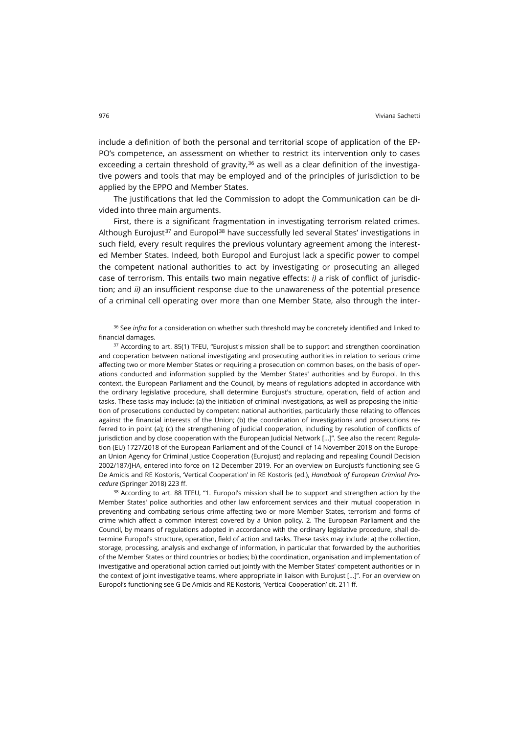include a definition of both the personal and territorial scope of application of the EPPO's competence, an assessment on whether to restrict its intervention only to cases exceeding a certain threshold of gravity,[36] as well as a clear definition of the investigative powers and tools that may be employed and of the principles of jurisdiction to be applied by the EPPO and Member States.

The justifications that led the Commission to adopt the Communication can be divided into three main arguments.

First, there is a significant fragmentation in investigating terrorism related crimes. Although Eurojust[37] and Europol[38] have successfully led several States' investigations in such field, every result requires the previous voluntary agreement among the interested Member States. Indeed, both Europol and Eurojust lack a specific power to compel the competent national authorities to act by investigating or prosecuting an alleged case of terrorism. This entails two main negative effects: *i)* a risk of conflict of jurisdiction; and *ii)* an insufficient response due to the unawareness of the potential presence of a criminal cell operating over more than one Member State, also through the inter-

[36] See *infra* for a consideration on whether such threshold may be concretely identified and linked to financial damages.

[37] According to art. 85(1) TFEU, "Eurojust's mission shall be to support and strengthen coordination and cooperation between national investigating and prosecuting authorities in relation to serious crime affecting two or more Member States or requiring a prosecution on common bases, on the basis of operations conducted and information supplied by the Member States' authorities and by Europol. In this context, the European Parliament and the Council, by means of regulations adopted in accordance with the ordinary legislative procedure, shall determine Eurojust's structure, operation, field of action and tasks. These tasks may include: (a) the initiation of criminal investigations, as well as proposing the initiation of prosecutions conducted by competent national authorities, particularly those relating to offences against the financial interests of the Union; (b) the coordination of investigations and prosecutions referred to in point (a); (c) the strengthening of judicial cooperation, including by resolution of conflicts of jurisdiction and by close cooperation with the European Judicial Network […]". See also the recent Regulation (EU) 1727/2018 of the European Parliament and of the Council of 14 November 2018 on the European Union Agency for Criminal Justice Cooperation (Eurojust) and replacing and repealing Council Decision 2002/187/JHA, entered into force on 12 December 2019. For an overview on Eurojust's functioning see G De Amicis and RE Kostoris, 'Vertical Cooperation' in RE Kostoris (ed.), *Handbook of European Criminal Procedure* (Springer 2018) 223 ff.

[38] According to art. 88 TFEU, "1. Europol's mission shall be to support and strengthen action by the Member States' police authorities and other law enforcement services and their mutual cooperation in preventing and combating serious crime affecting two or more Member States, terrorism and forms of crime which affect a common interest covered by a Union policy. 2. The European Parliament and the Council, by means of regulations adopted in accordance with the ordinary legislative procedure, shall determine Europol's structure, operation, field of action and tasks. These tasks may include: a) the collection, storage, processing, analysis and exchange of information, in particular that forwarded by the authorities of the Member States or third countries or bodies; b) the coordination, organisation and implementation of investigative and operational action carried out jointly with the Member States' competent authorities or in the context of joint investigative teams, where appropriate in liaison with Eurojust […]". For an overview on Europol's functioning see G De Amicis and RE Kostoris, 'Vertical Cooperation' cit. 211 ff.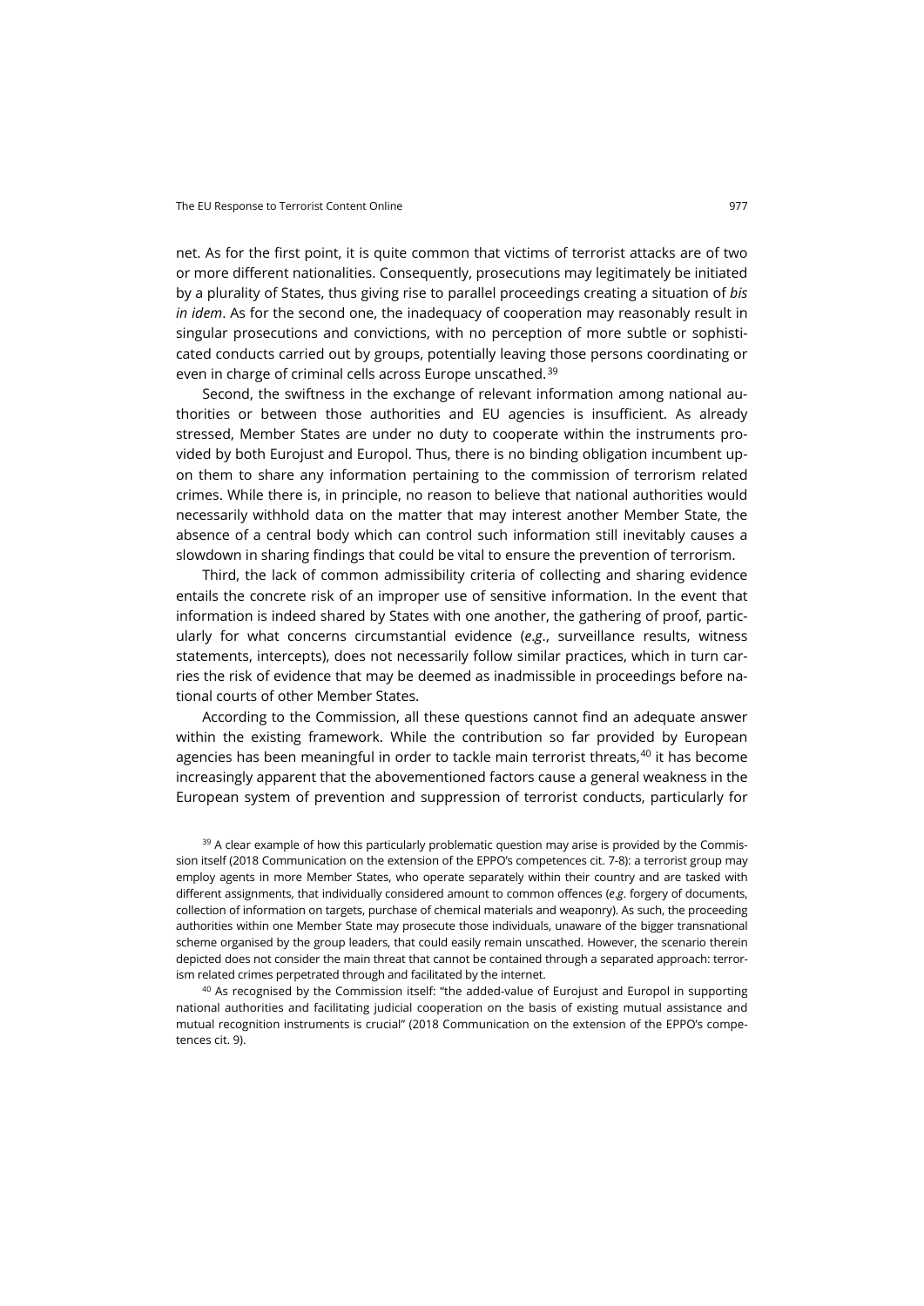net. As for the first point, it is quite common that victims of terrorist attacks are of two or more different nationalities. Consequently, prosecutions may legitimately be initiated by a plurality of States, thus giving rise to parallel proceedings creating a situation of *bis in idem*. As for the second one, the inadequacy of cooperation may reasonably result in singular prosecutions and convictions, with no perception of more subtle or sophisticated conducts carried out by groups, potentially leaving those persons coordinating or even in charge of criminal cells across Europe unscathed.[39]

Second, the swiftness in the exchange of relevant information among national authorities or between those authorities and EU agencies is insufficient. As already stressed, Member States are under no duty to cooperate within the instruments provided by both Eurojust and Europol. Thus, there is no binding obligation incumbent upon them to share any information pertaining to the commission of terrorism related crimes. While there is, in principle, no reason to believe that national authorities would necessarily withhold data on the matter that may interest another Member State, the absence of a central body which can control such information still inevitably causes a slowdown in sharing findings that could be vital to ensure the prevention of terrorism.

Third, the lack of common admissibility criteria of collecting and sharing evidence entails the concrete risk of an improper use of sensitive information. In the event that information is indeed shared by States with one another, the gathering of proof, particularly for what concerns circumstantial evidence (*e.g.*, surveillance results, witness statements, intercepts), does not necessarily follow similar practices, which in turn carries the risk of evidence that may be deemed as inadmissible in proceedings before national courts of other Member States.

According to the Commission, all these questions cannot find an adequate answer within the existing framework. While the contribution so far provided by European agencies has been meaningful in order to tackle main terrorist threats,[40] it has become increasingly apparent that the abovementioned factors cause a general weakness in the European system of prevention and suppression of terrorist conducts, particularly for

[39] A clear example of how this particularly problematic question may arise is provided by the Commission itself (2018 Communication on the extension of the EPPO's competences cit. 7-8): a terrorist group may employ agents in more Member States, who operate separately within their country and are tasked with different assignments, that individually considered amount to common offences (*e.g*. forgery of documents, collection of information on targets, purchase of chemical materials and weaponry). As such, the proceeding authorities within one Member State may prosecute those individuals, unaware of the bigger transnational scheme organised by the group leaders, that could easily remain unscathed. However, the scenario therein depicted does not consider the main threat that cannot be contained through a separated approach: terrorism related crimes perpetrated through and facilitated by the internet.

[40] As recognised by the Commission itself: "the added-value of Eurojust and Europol in supporting national authorities and facilitating judicial cooperation on the basis of existing mutual assistance and mutual recognition instruments is crucial" (2018 Communication on the extension of the EPPO's competences cit. 9).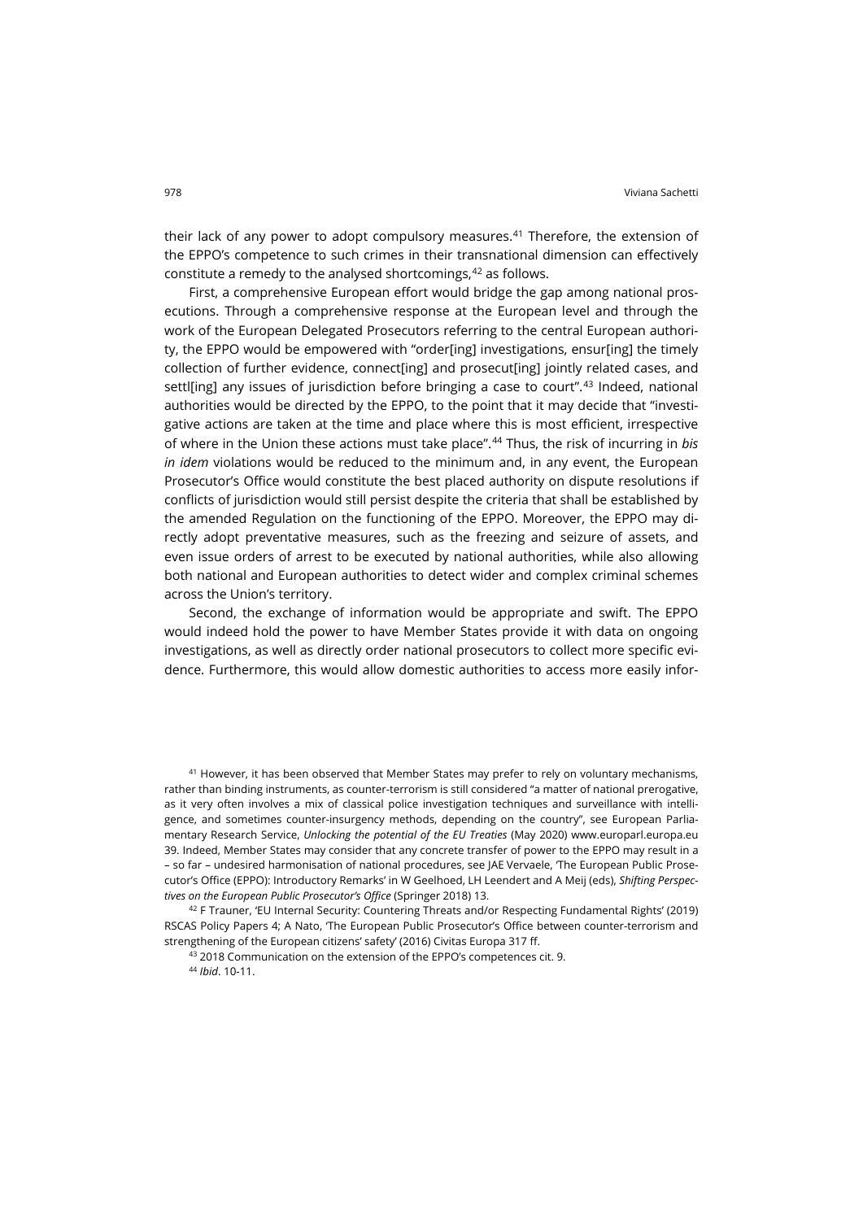their lack of any power to adopt compulsory measures.[41] Therefore, the extension of the EPPO's competence to such crimes in their transnational dimension can effectively constitute a remedy to the analysed shortcomings,[42] as follows.

First, a comprehensive European effort would bridge the gap among national prosecutions. Through a comprehensive response at the European level and through the work of the European Delegated Prosecutors referring to the central European authority, the EPPO would be empowered with "order[ing] investigations, ensur[ing] the timely collection of further evidence, connect[ing] and prosecut[ing] jointly related cases, and settl[ing] any issues of jurisdiction before bringing a case to court".[43] Indeed, national authorities would be directed by the EPPO, to the point that it may decide that "investigative actions are taken at the time and place where this is most efficient, irrespective of where in the Union these actions must take place".[44] Thus, the risk of incurring in *bis in idem* violations would be reduced to the minimum and, in any event, the European Prosecutor's Office would constitute the best placed authority on dispute resolutions if conflicts of jurisdiction would still persist despite the criteria that shall be established by the amended Regulation on the functioning of the EPPO. Moreover, the EPPO may directly adopt preventative measures, such as the freezing and seizure of assets, and even issue orders of arrest to be executed by national authorities, while also allowing both national and European authorities to detect wider and complex criminal schemes across the Union's territory.

Second, the exchange of information would be appropriate and swift. The EPPO would indeed hold the power to have Member States provide it with data on ongoing investigations, as well as directly order national prosecutors to collect more specific evidence. Furthermore, this would allow domestic authorities to access more easily infor-

[41] However, it has been observed that Member States may prefer to rely on voluntary mechanisms, rather than binding instruments, as counter-terrorism is still considered "a matter of national prerogative, as it very often involves a mix of classical police investigation techniques and surveillance with intelligence, and sometimes counter-insurgency methods, depending on the country", see European Parliamentary Research Service, *Unlocking the potential of the EU Treaties* (May 2020) www.europarl.europa.eu 39. Indeed, Member States may consider that any concrete transfer of power to the EPPO may result in a – so far – undesired harmonisation of national procedures, see JAE Vervaele, 'The European Public Prosecutor's Office (EPPO): Introductory Remarks' in W Geelhoed, LH Leendert and A Meij (eds), *Shifting Perspectives on the European Public Prosecutor's Office* (Springer 2018) 13.

[42] F Trauner, 'EU Internal Security: Countering Threats and/or Respecting Fundamental Rights' (2019) RSCAS Policy Papers 4; A Nato, 'The European Public Prosecutor's Office between counter-terrorism and strengthening of the European citizens' safety' (2016) Civitas Europa 317 ff.

[43] 2018 Communication on the extension of the EPPO's competences cit. 9.

[44] *Ibid*. 10-11.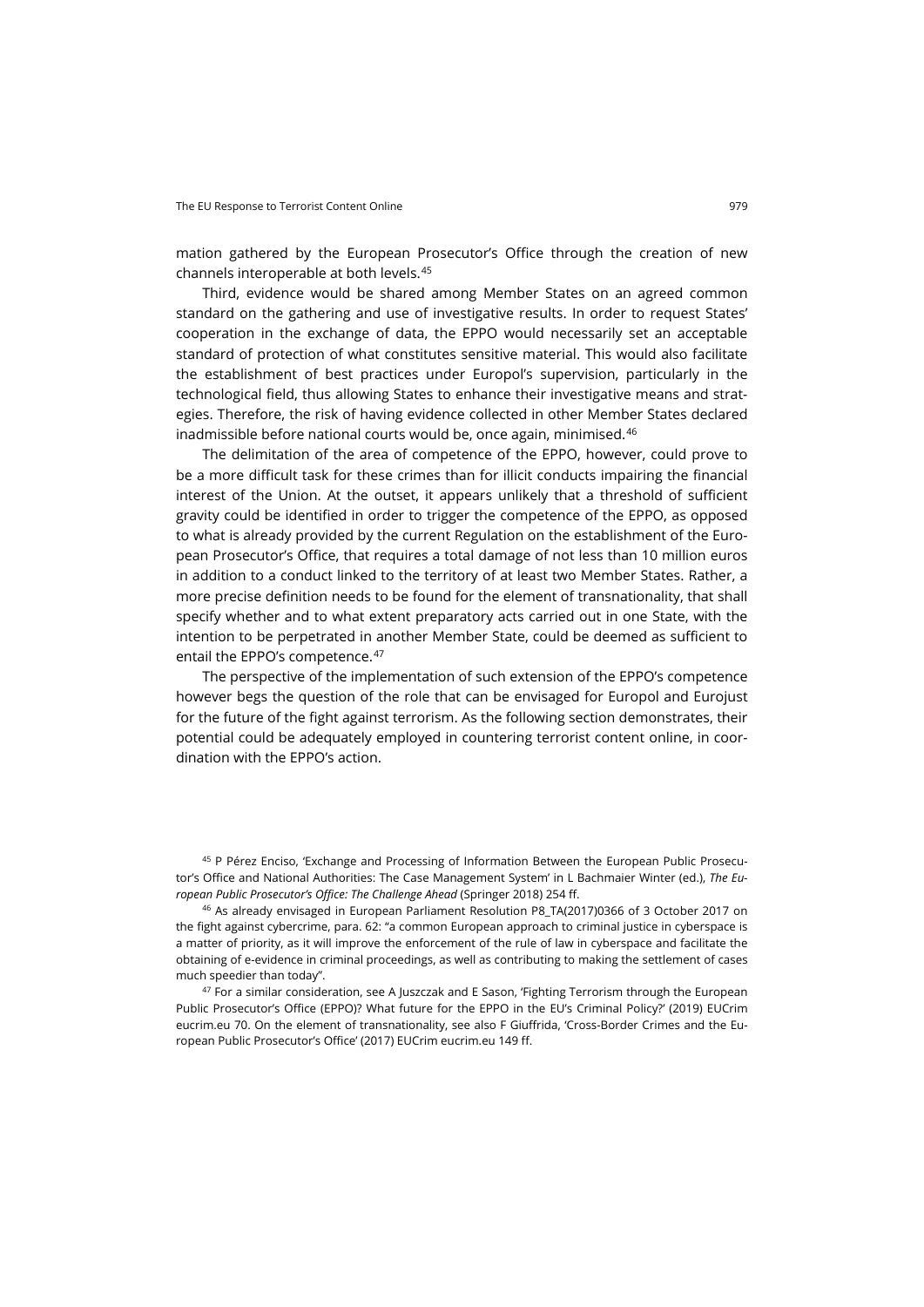mation gathered by the European Prosecutor's Office through the creation of new channels interoperable at both levels.[45]

Third, evidence would be shared among Member States on an agreed common standard on the gathering and use of investigative results. In order to request States' cooperation in the exchange of data, the EPPO would necessarily set an acceptable standard of protection of what constitutes sensitive material. This would also facilitate the establishment of best practices under Europol's supervision, particularly in the technological field, thus allowing States to enhance their investigative means and strategies. Therefore, the risk of having evidence collected in other Member States declared inadmissible before national courts would be, once again, minimised.[46]

The delimitation of the area of competence of the EPPO, however, could prove to be a more difficult task for these crimes than for illicit conducts impairing the financial interest of the Union. At the outset, it appears unlikely that a threshold of sufficient gravity could be identified in order to trigger the competence of the EPPO, as opposed to what is already provided by the current Regulation on the establishment of the European Prosecutor's Office, that requires a total damage of not less than 10 million euros in addition to a conduct linked to the territory of at least two Member States. Rather, a more precise definition needs to be found for the element of transnationality, that shall specify whether and to what extent preparatory acts carried out in one State, with the intention to be perpetrated in another Member State, could be deemed as sufficient to entail the EPPO's competence.[47]

The perspective of the implementation of such extension of the EPPO's competence however begs the question of the role that can be envisaged for Europol and Eurojust for the future of the fight against terrorism. As the following section demonstrates, their potential could be adequately employed in countering terrorist content online, in coordination with the EPPO's action.

[45] P Pérez Enciso, 'Exchange and Processing of Information Between the European Public Prosecutor's Office and National Authorities: The Case Management System' in L Bachmaier Winter (ed.), *The European Public Prosecutor's Office: The Challenge Ahead* (Springer 2018) 254 ff.

[46] As already envisaged in European Parliament Resolution P8_TA(2017)0366 of 3 October 2017 on the fight against cybercrime, para. 62: "a common European approach to criminal justice in cyberspace is a matter of priority, as it will improve the enforcement of the rule of law in cyberspace and facilitate the obtaining of e-evidence in criminal proceedings, as well as contributing to making the settlement of cases much speedier than today".

[47] For a similar consideration, see A Juszczak and E Sason, 'Fighting Terrorism through the European Public Prosecutor's Office (EPPO)? What future for the EPPO in the EU's Criminal Policy?' (2019) EUCrim eucrim.eu 70. On the element of transnationality, see also F Giuffrida, 'Cross-Border Crimes and the European Public Prosecutor's Office' (2017) EUCrim eucrim.eu 149 ff.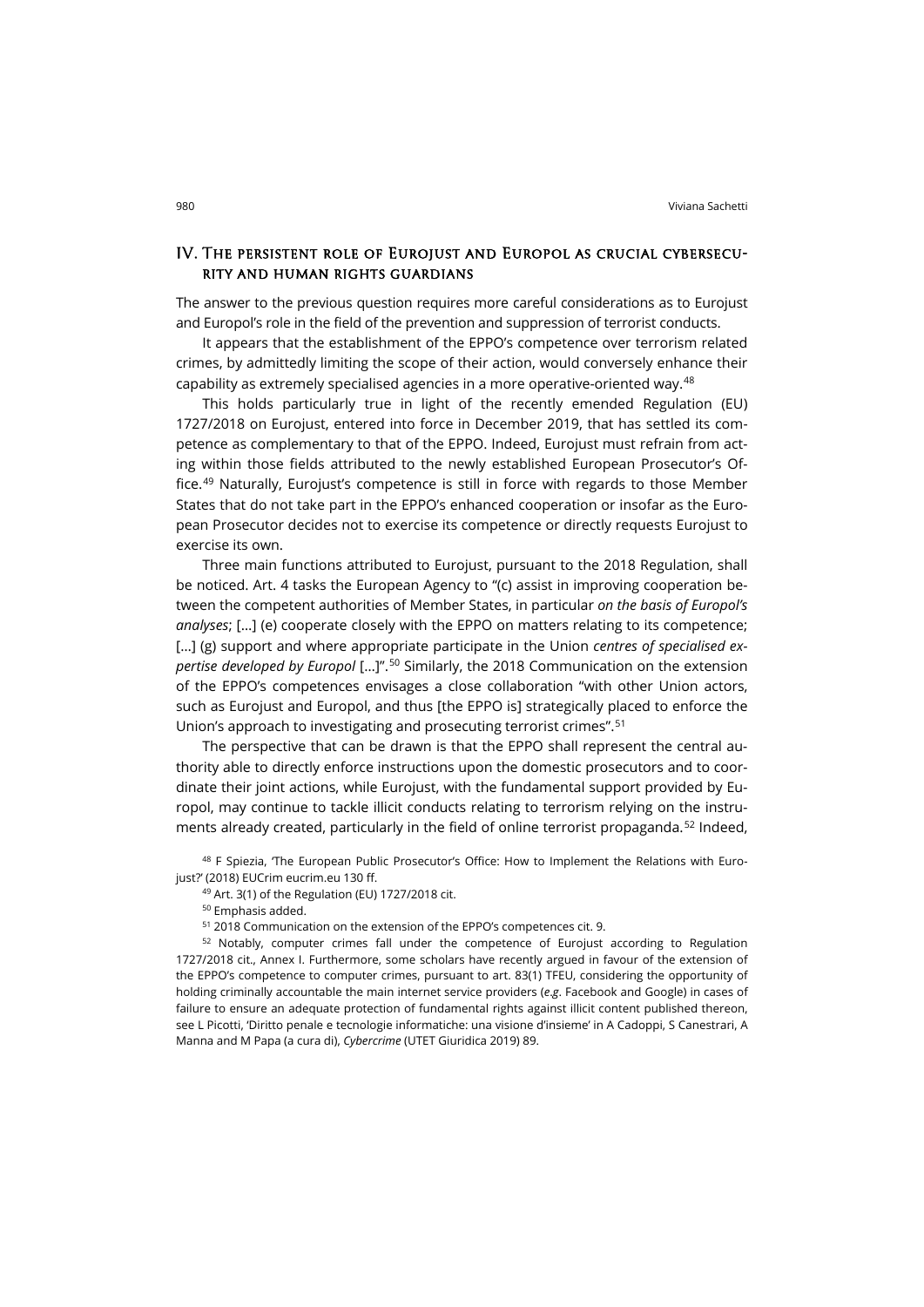## IV. The persistent role of Eurojust and Europol as crucial cybersecurity and human rights guardians

The answer to the previous question requires more careful considerations as to Eurojust and Europol's role in the field of the prevention and suppression of terrorist conducts.

It appears that the establishment of the EPPO's competence over terrorism related crimes, by admittedly limiting the scope of their action, would conversely enhance their capability as extremely specialised agencies in a more operative-oriented way.[48]

This holds particularly true in light of the recently emended Regulation (EU) 1727/2018 on Eurojust, entered into force in December 2019, that has settled its competence as complementary to that of the EPPO. Indeed, Eurojust must refrain from acting within those fields attributed to the newly established European Prosecutor's Office.[49] Naturally, Eurojust's competence is still in force with regards to those Member States that do not take part in the EPPO's enhanced cooperation or insofar as the European Prosecutor decides not to exercise its competence or directly requests Eurojust to exercise its own.

Three main functions attributed to Eurojust, pursuant to the 2018 Regulation, shall be noticed. Art. 4 tasks the European Agency to "(c) assist in improving cooperation between the competent authorities of Member States, in particular *on the basis of Europol's analyses*; […] (e) cooperate closely with the EPPO on matters relating to its competence; […] (g) support and where appropriate participate in the Union *centres of specialised expertise developed by Europol* […]".[50] Similarly, the 2018 Communication on the extension of the EPPO's competences envisages a close collaboration "with other Union actors, such as Eurojust and Europol, and thus [the EPPO is] strategically placed to enforce the Union's approach to investigating and prosecuting terrorist crimes".[51]

The perspective that can be drawn is that the EPPO shall represent the central authority able to directly enforce instructions upon the domestic prosecutors and to coordinate their joint actions, while Eurojust, with the fundamental support provided by Europol, may continue to tackle illicit conducts relating to terrorism relying on the instruments already created, particularly in the field of online terrorist propaganda.[52] Indeed,

[48] F Spiezia, 'The European Public Prosecutor's Office: How to Implement the Relations with Eurojust?' (2018) EUCrim eucrim.eu 130 ff.

[49] Art. 3(1) of the Regulation (EU) 1727/2018 cit.

[50] Emphasis added.

[51] 2018 Communication on the extension of the EPPO's competences cit. 9.

[52] Notably, computer crimes fall under the competence of Eurojust according to Regulation 1727/2018 cit., Annex I. Furthermore, some scholars have recently argued in favour of the extension of the EPPO's competence to computer crimes, pursuant to art. 83(1) TFEU, considering the opportunity of holding criminally accountable the main internet service providers (*e.g*. Facebook and Google) in cases of failure to ensure an adequate protection of fundamental rights against illicit content published thereon, see L Picotti, 'Diritto penale e tecnologie informatiche: una visione d'insieme' in A Cadoppi, S Canestrari, A Manna and M Papa (a cura di), *Cybercrime* (UTET Giuridica 2019) 89.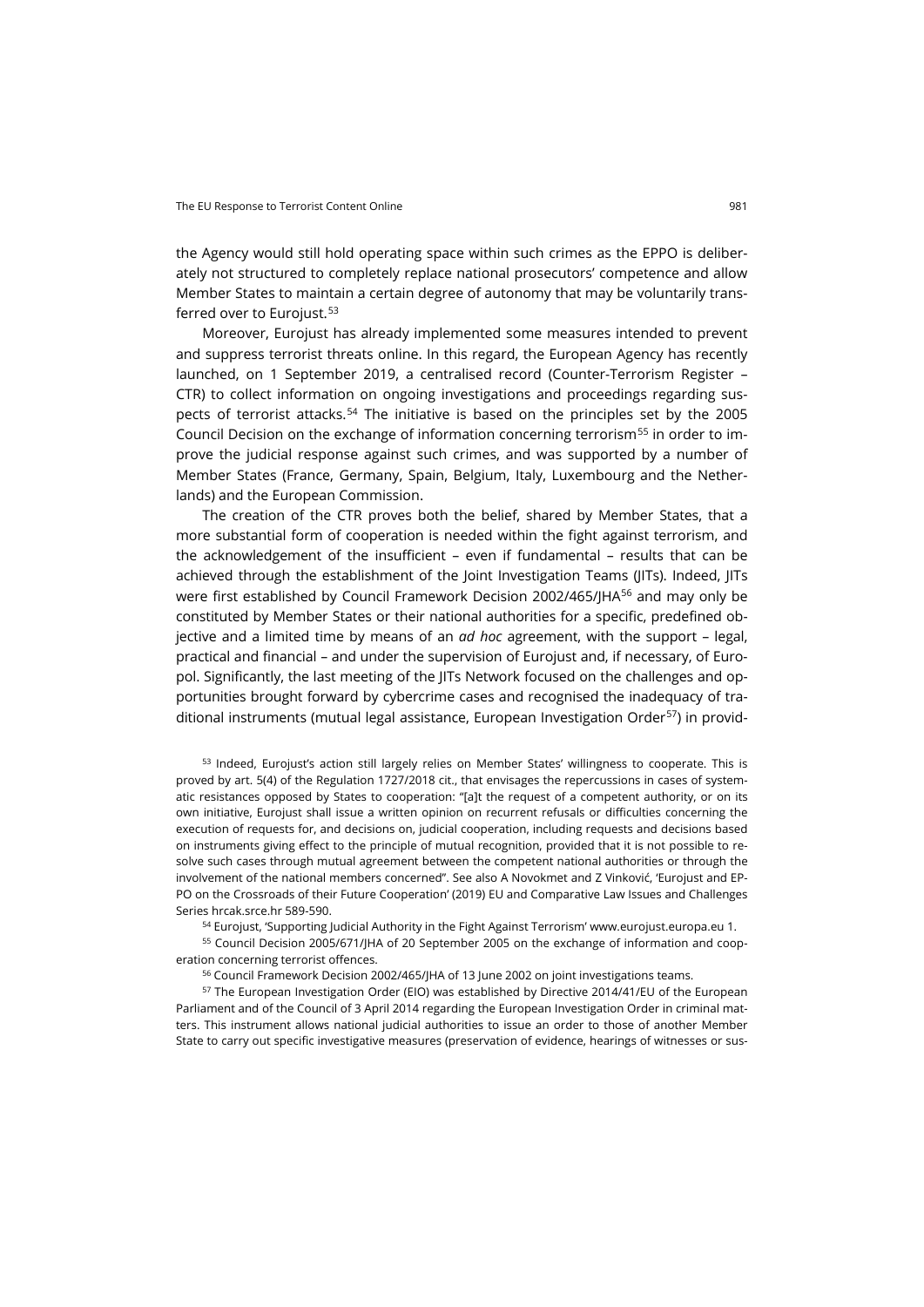the Agency would still hold operating space within such crimes as the EPPO is deliberately not structured to completely replace national prosecutors' competence and allow Member States to maintain a certain degree of autonomy that may be voluntarily transferred over to Eurojust.[53]

Moreover, Eurojust has already implemented some measures intended to prevent and suppress terrorist threats online. In this regard, the European Agency has recently launched, on 1 September 2019, a centralised record (Counter-Terrorism Register – CTR) to collect information on ongoing investigations and proceedings regarding suspects of terrorist attacks.[54] The initiative is based on the principles set by the 2005 Council Decision on the exchange of information concerning terrorism[55] in order to improve the judicial response against such crimes, and was supported by a number of Member States (France, Germany, Spain, Belgium, Italy, Luxembourg and the Netherlands) and the European Commission.

The creation of the CTR proves both the belief, shared by Member States, that a more substantial form of cooperation is needed within the fight against terrorism, and the acknowledgement of the insufficient – even if fundamental – results that can be achieved through the establishment of the Joint Investigation Teams (JITs). Indeed, JITs were first established by Council Framework Decision 2002/465/JHA[56] and may only be constituted by Member States or their national authorities for a specific, predefined objective and a limited time by means of an *ad hoc* agreement, with the support – legal, practical and financial – and under the supervision of Eurojust and, if necessary, of Europol. Significantly, the last meeting of the JITs Network focused on the challenges and opportunities brought forward by cybercrime cases and recognised the inadequacy of traditional instruments (mutual legal assistance, European Investigation Order[57]) in provid-

[53] Indeed, Eurojust's action still largely relies on Member States' willingness to cooperate. This is proved by art. 5(4) of the Regulation 1727/2018 cit., that envisages the repercussions in cases of systematic resistances opposed by States to cooperation: "[a]t the request of a competent authority, or on its own initiative, Eurojust shall issue a written opinion on recurrent refusals or difficulties concerning the execution of requests for, and decisions on, judicial cooperation, including requests and decisions based on instruments giving effect to the principle of mutual recognition, provided that it is not possible to resolve such cases through mutual agreement between the competent national authorities or through the involvement of the national members concerned". See also A Novokmet and Z Vinković, 'Eurojust and EPPO on the Crossroads of their Future Cooperation' (2019) EU and Comparative Law Issues and Challenges Series hrcak.srce.hr 589-590.

[54] Eurojust, 'Supporting Judicial Authority in the Fight Against Terrorism' www.eurojust.europa.eu 1.

[55] Council Decision 2005/671/JHA of 20 September 2005 on the exchange of information and cooperation concerning terrorist offences.

[56] Council Framework Decision 2002/465/JHA of 13 June 2002 on joint investigations teams.

[57] The European Investigation Order (EIO) was established by Directive 2014/41/EU of the European Parliament and of the Council of 3 April 2014 regarding the European Investigation Order in criminal matters. This instrument allows national judicial authorities to issue an order to those of another Member State to carry out specific investigative measures (preservation of evidence, hearings of witnesses or sus-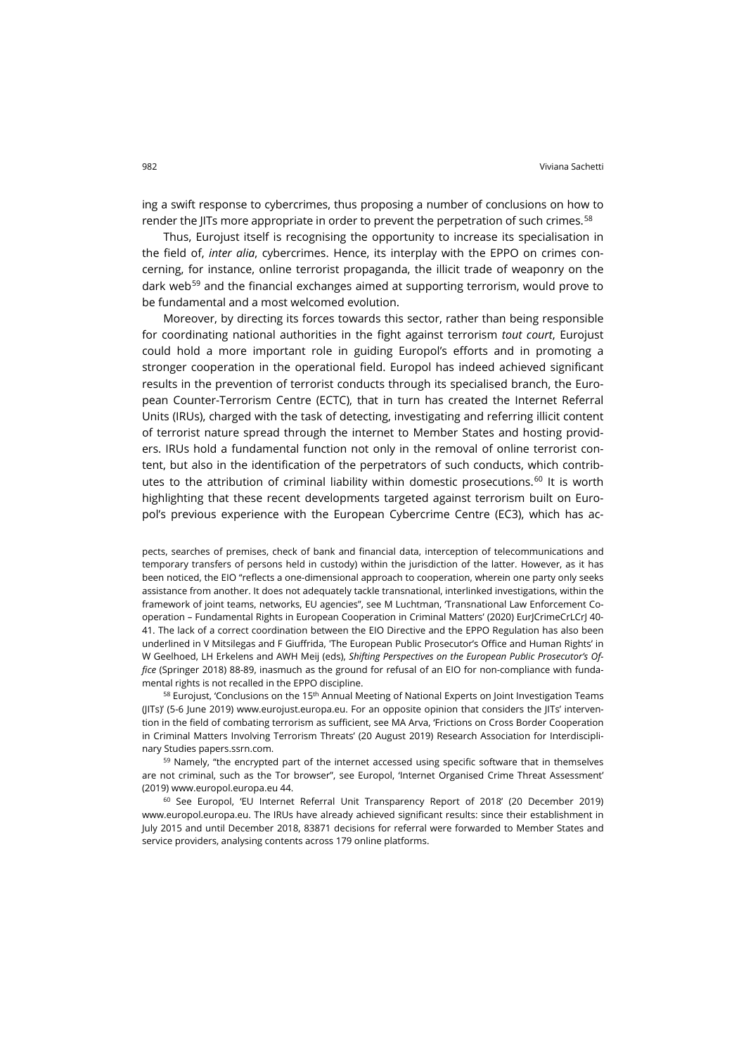ing a swift response to cybercrimes, thus proposing a number of conclusions on how to render the JITs more appropriate in order to prevent the perpetration of such crimes.[58]

Thus, Eurojust itself is recognising the opportunity to increase its specialisation in the field of, *inter alia*, cybercrimes. Hence, its interplay with the EPPO on crimes concerning, for instance, online terrorist propaganda, the illicit trade of weaponry on the dark web[59] and the financial exchanges aimed at supporting terrorism, would prove to be fundamental and a most welcomed evolution.

Moreover, by directing its forces towards this sector, rather than being responsible for coordinating national authorities in the fight against terrorism *tout court*, Eurojust could hold a more important role in guiding Europol's efforts and in promoting a stronger cooperation in the operational field. Europol has indeed achieved significant results in the prevention of terrorist conducts through its specialised branch, the European Counter-Terrorism Centre (ECTC), that in turn has created the Internet Referral Units (IRUs), charged with the task of detecting, investigating and referring illicit content of terrorist nature spread through the internet to Member States and hosting providers. IRUs hold a fundamental function not only in the removal of online terrorist content, but also in the identification of the perpetrators of such conducts, which contributes to the attribution of criminal liability within domestic prosecutions.[60] It is worth highlighting that these recent developments targeted against terrorism built on Europol's previous experience with the European Cybercrime Centre (EC3), which has ac-

pects, searches of premises, check of bank and financial data, interception of telecommunications and temporary transfers of persons held in custody) within the jurisdiction of the latter. However, as it has been noticed, the EIO "reflects a one-dimensional approach to cooperation, wherein one party only seeks assistance from another. It does not adequately tackle transnational, interlinked investigations, within the framework of joint teams, networks, EU agencies", see M Luchtman, 'Transnational Law Enforcement Cooperation – Fundamental Rights in European Cooperation in Criminal Matters' (2020) EurJCrimeCrLCrJ 40-41. The lack of a correct coordination between the EIO Directive and the EPPO Regulation has also been underlined in V Mitsilegas and F Giuffrida, 'The European Public Prosecutor's Office and Human Rights' in W Geelhoed, LH Erkelens and AWH Meij (eds), *Shifting Perspectives on the European Public Prosecutor's Office* (Springer 2018) 88-89, inasmuch as the ground for refusal of an EIO for non-compliance with fundamental rights is not recalled in the EPPO discipline.

[58] Eurojust, 'Conclusions on the 15th Annual Meeting of National Experts on Joint Investigation Teams (JITs)' (5-6 June 2019) www.eurojust.europa.eu. For an opposite opinion that considers the JITs' intervention in the field of combating terrorism as sufficient, see MA Arva, 'Frictions on Cross Border Cooperation in Criminal Matters Involving Terrorism Threats' (20 August 2019) Research Association for Interdisciplinary Studies papers.ssrn.com.

[59] Namely, "the encrypted part of the internet accessed using specific software that in themselves are not criminal, such as the Tor browser", see Europol, 'Internet Organised Crime Threat Assessment' (2019) www.europol.europa.eu 44.

[60] See Europol, 'EU Internet Referral Unit Transparency Report of 2018' (20 December 2019) www.europol.europa.eu. The IRUs have already achieved significant results: since their establishment in July 2015 and until December 2018, 83871 decisions for referral were forwarded to Member States and service providers, analysing contents across 179 online platforms.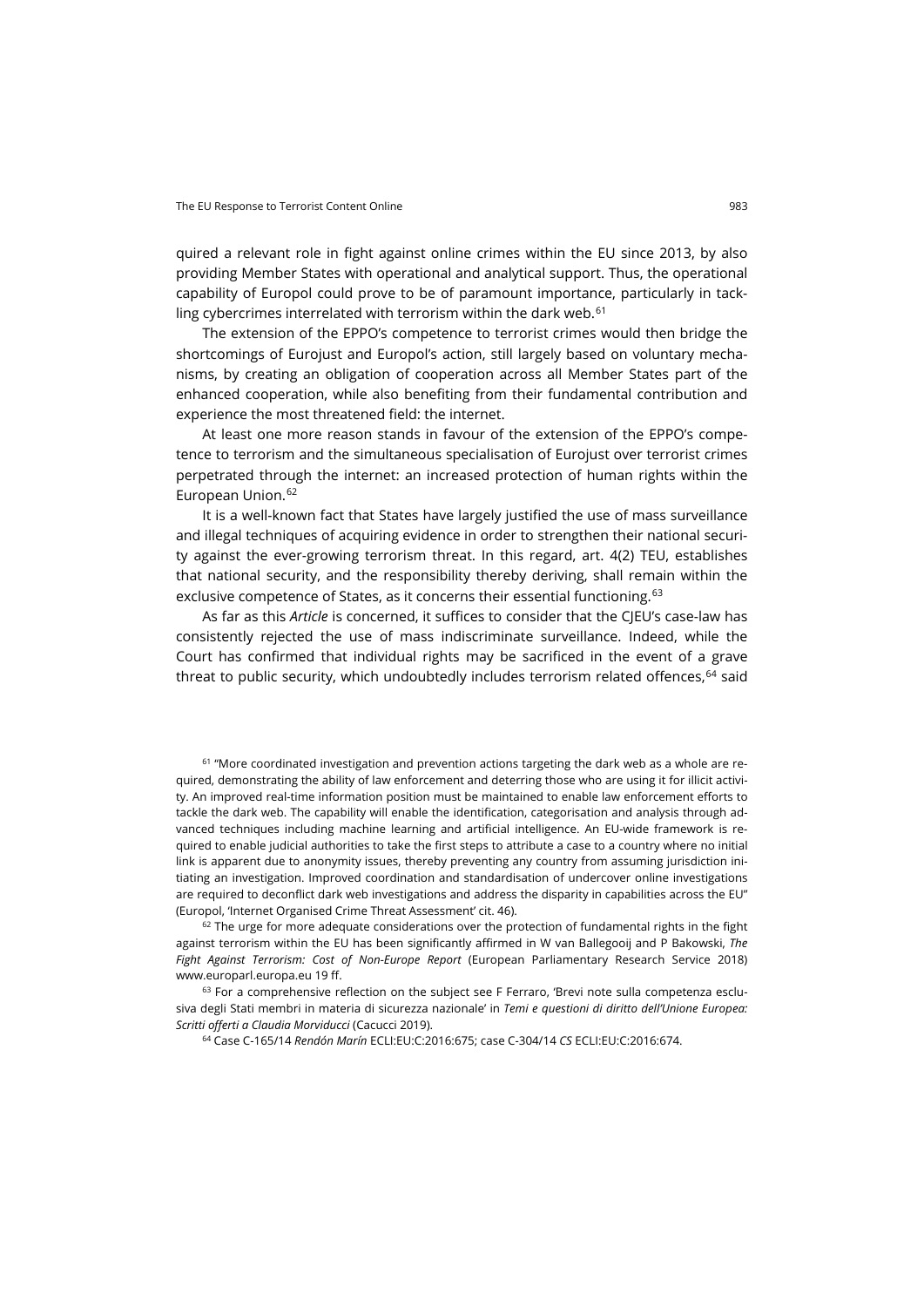quired a relevant role in fight against online crimes within the EU since 2013, by also providing Member States with operational and analytical support. Thus, the operational capability of Europol could prove to be of paramount importance, particularly in tackling cybercrimes interrelated with terrorism within the dark web.[61]

The extension of the EPPO's competence to terrorist crimes would then bridge the shortcomings of Eurojust and Europol's action, still largely based on voluntary mechanisms, by creating an obligation of cooperation across all Member States part of the enhanced cooperation, while also benefiting from their fundamental contribution and experience the most threatened field: the internet.

At least one more reason stands in favour of the extension of the EPPO's competence to terrorism and the simultaneous specialisation of Eurojust over terrorist crimes perpetrated through the internet: an increased protection of human rights within the European Union.[62]

It is a well-known fact that States have largely justified the use of mass surveillance and illegal techniques of acquiring evidence in order to strengthen their national security against the ever-growing terrorism threat. In this regard, art. 4(2) TEU, establishes that national security, and the responsibility thereby deriving, shall remain within the exclusive competence of States, as it concerns their essential functioning.[63]

As far as this *Article* is concerned, it suffices to consider that the CJEU's case-law has consistently rejected the use of mass indiscriminate surveillance. Indeed, while the Court has confirmed that individual rights may be sacrificed in the event of a grave threat to public security, which undoubtedly includes terrorism related offences,[64] said

[61] "More coordinated investigation and prevention actions targeting the dark web as a whole are required, demonstrating the ability of law enforcement and deterring those who are using it for illicit activity. An improved real-time information position must be maintained to enable law enforcement efforts to tackle the dark web. The capability will enable the identification, categorisation and analysis through advanced techniques including machine learning and artificial intelligence. An EU-wide framework is required to enable judicial authorities to take the first steps to attribute a case to a country where no initial link is apparent due to anonymity issues, thereby preventing any country from assuming jurisdiction initiating an investigation. Improved coordination and standardisation of undercover online investigations are required to deconflict dark web investigations and address the disparity in capabilities across the EU" (Europol, 'Internet Organised Crime Threat Assessment' cit. 46).

[62] The urge for more adequate considerations over the protection of fundamental rights in the fight against terrorism within the EU has been significantly affirmed in W van Ballegooij and P Bakowski, *The Fight Against Terrorism: Cost of Non-Europe Report* (European Parliamentary Research Service 2018) www.europarl.europa.eu 19 ff.

[63] For a comprehensive reflection on the subject see F Ferraro, 'Brevi note sulla competenza esclusiva degli Stati membri in materia di sicurezza nazionale' in *Temi e questioni di diritto dell'Unione Europea: Scritti offerti a Claudia Morviducci* (Cacucci 2019).

[64] Case C-165/14 *Rendón Marín* ECLI:EU:C:2016:675; case C-304/14 *CS* ECLI:EU:C:2016:674.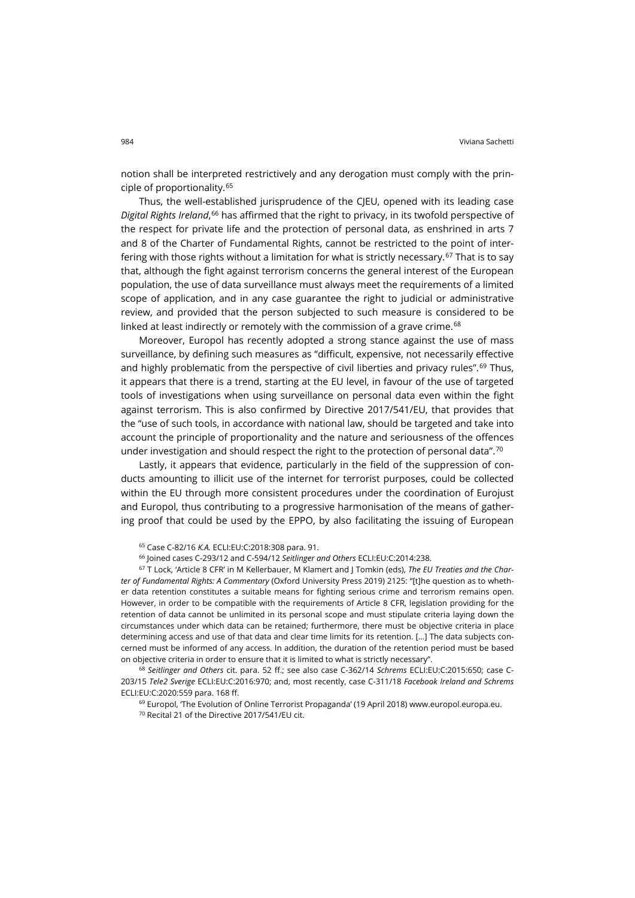notion shall be interpreted restrictively and any derogation must comply with the principle of proportionality.[65]

Thus, the well-established jurisprudence of the CJEU, opened with its leading case *Digital Rights Ireland*,[66] has affirmed that the right to privacy, in its twofold perspective of the respect for private life and the protection of personal data, as enshrined in arts 7 and 8 of the Charter of Fundamental Rights, cannot be restricted to the point of interfering with those rights without a limitation for what is strictly necessary.[67] That is to say that, although the fight against terrorism concerns the general interest of the European population, the use of data surveillance must always meet the requirements of a limited scope of application, and in any case guarantee the right to judicial or administrative review, and provided that the person subjected to such measure is considered to be linked at least indirectly or remotely with the commission of a grave crime.[68]

Moreover, Europol has recently adopted a strong stance against the use of mass surveillance, by defining such measures as "difficult, expensive, not necessarily effective and highly problematic from the perspective of civil liberties and privacy rules".[69] Thus, it appears that there is a trend, starting at the EU level, in favour of the use of targeted tools of investigations when using surveillance on personal data even within the fight against terrorism. This is also confirmed by Directive 2017/541/EU, that provides that the "use of such tools, in accordance with national law, should be targeted and take into account the principle of proportionality and the nature and seriousness of the offences under investigation and should respect the right to the protection of personal data".[70]

Lastly, it appears that evidence, particularly in the field of the suppression of conducts amounting to illicit use of the internet for terrorist purposes, could be collected within the EU through more consistent procedures under the coordination of Eurojust and Europol, thus contributing to a progressive harmonisation of the means of gathering proof that could be used by the EPPO, by also facilitating the issuing of European

[65] Case C-82/16 *K.A.* ECLI:EU:C:2018:308 para. 91.

[66] Joined cases C-293/12 and C-594/12 *Seitlinger and Others* ECLI:EU:C:2014:238.

[67] T Lock, 'Article 8 CFR' in M Kellerbauer, M Klamert and J Tomkin (eds), *The EU Treaties and the Charter of Fundamental Rights: A Commentary* (Oxford University Press 2019) 2125: "[t]he question as to whether data retention constitutes a suitable means for fighting serious crime and terrorism remains open. However, in order to be compatible with the requirements of Article 8 CFR, legislation providing for the retention of data cannot be unlimited in its personal scope and must stipulate criteria laying down the circumstances under which data can be retained; furthermore, there must be objective criteria in place determining access and use of that data and clear time limits for its retention. […] The data subjects concerned must be informed of any access. In addition, the duration of the retention period must be based on objective criteria in order to ensure that it is limited to what is strictly necessary".

[68] *Seitlinger and Others* cit. para. 52 ff.; see also case C-362/14 *Schrems* ECLI:EU:C:2015:650; case C-203/15 *Tele2 Sverige* ECLI:EU:C:2016:970; and, most recently, case C-311/18 *Facebook Ireland and Schrems* ECLI:EU:C:2020:559 para. 168 ff.

[69] Europol, 'The Evolution of Online Terrorist Propaganda' (19 April 2018) www.europol.europa.eu.

[70] Recital 21 of the Directive 2017/541/EU cit.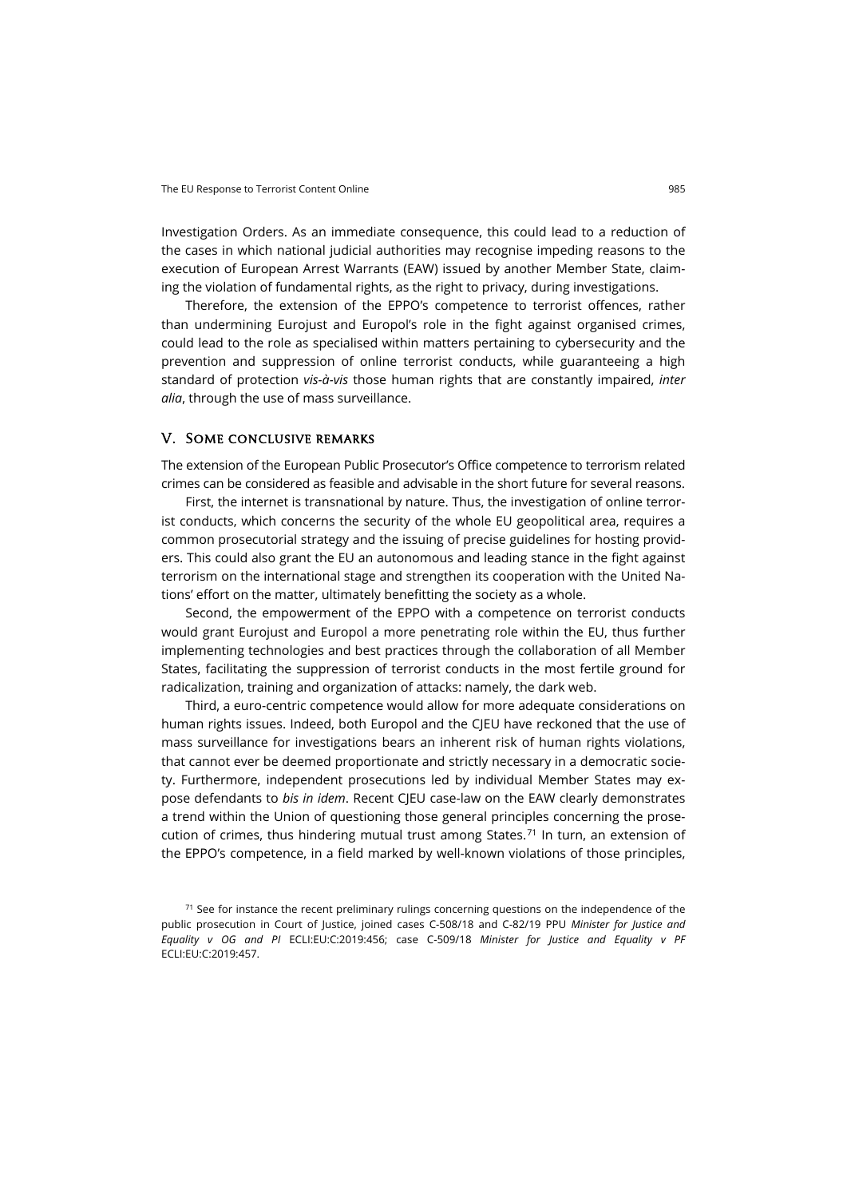Investigation Orders. As an immediate consequence, this could lead to a reduction of the cases in which national judicial authorities may recognise impeding reasons to the execution of European Arrest Warrants (EAW) issued by another Member State, claiming the violation of fundamental rights, as the right to privacy, during investigations.

Therefore, the extension of the EPPO's competence to terrorist offences, rather than undermining Eurojust and Europol's role in the fight against organised crimes, could lead to the role as specialised within matters pertaining to cybersecurity and the prevention and suppression of online terrorist conducts, while guaranteeing a high standard of protection *vis-à-vis* those human rights that are constantly impaired, *inter alia*, through the use of mass surveillance.

## V. Some conclusive remarks

The extension of the European Public Prosecutor's Office competence to terrorism related crimes can be considered as feasible and advisable in the short future for several reasons.

First, the internet is transnational by nature. Thus, the investigation of online terrorist conducts, which concerns the security of the whole EU geopolitical area, requires a common prosecutorial strategy and the issuing of precise guidelines for hosting providers. This could also grant the EU an autonomous and leading stance in the fight against terrorism on the international stage and strengthen its cooperation with the United Nations' effort on the matter, ultimately benefitting the society as a whole.

Second, the empowerment of the EPPO with a competence on terrorist conducts would grant Eurojust and Europol a more penetrating role within the EU, thus further implementing technologies and best practices through the collaboration of all Member States, facilitating the suppression of terrorist conducts in the most fertile ground for radicalization, training and organization of attacks: namely, the dark web.

Third, a euro-centric competence would allow for more adequate considerations on human rights issues. Indeed, both Europol and the CJEU have reckoned that the use of mass surveillance for investigations bears an inherent risk of human rights violations, that cannot ever be deemed proportionate and strictly necessary in a democratic society. Furthermore, independent prosecutions led by individual Member States may expose defendants to *bis in idem*. Recent CJEU case-law on the EAW clearly demonstrates a trend within the Union of questioning those general principles concerning the prosecution of crimes, thus hindering mutual trust among States.[71] In turn, an extension of the EPPO's competence, in a field marked by well-known violations of those principles,

[71] See for instance the recent preliminary rulings concerning questions on the independence of the public prosecution in Court of Justice, joined cases C-508/18 and C-82/19 PPU *Minister for Justice and Equality v OG and PI* ECLI:EU:C:2019:456; case C-509/18 *Minister for Justice and Equality v PF* ECLI:EU:C:2019:457.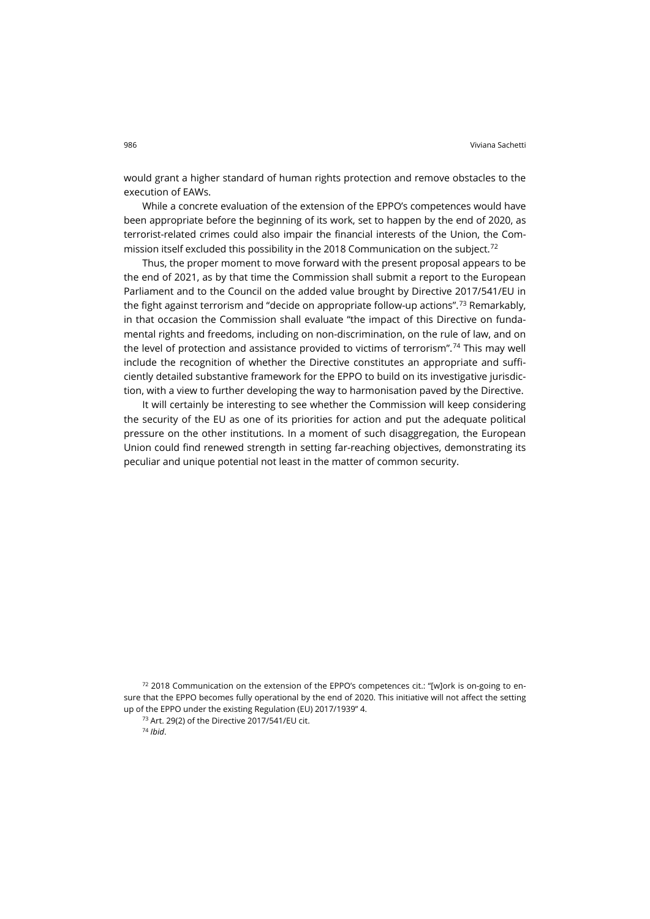would grant a higher standard of human rights protection and remove obstacles to the execution of EAWs.

While a concrete evaluation of the extension of the EPPO's competences would have been appropriate before the beginning of its work, set to happen by the end of 2020, as terrorist-related crimes could also impair the financial interests of the Union, the Commission itself excluded this possibility in the 2018 Communication on the subject.[72]

Thus, the proper moment to move forward with the present proposal appears to be the end of 2021, as by that time the Commission shall submit a report to the European Parliament and to the Council on the added value brought by Directive 2017/541/EU in the fight against terrorism and "decide on appropriate follow-up actions".[73] Remarkably, in that occasion the Commission shall evaluate "the impact of this Directive on fundamental rights and freedoms, including on non-discrimination, on the rule of law, and on the level of protection and assistance provided to victims of terrorism".[74] This may well include the recognition of whether the Directive constitutes an appropriate and sufficiently detailed substantive framework for the EPPO to build on its investigative jurisdiction, with a view to further developing the way to harmonisation paved by the Directive.

It will certainly be interesting to see whether the Commission will keep considering the security of the EU as one of its priorities for action and put the adequate political pressure on the other institutions. In a moment of such disaggregation, the European Union could find renewed strength in setting far-reaching objectives, demonstrating its peculiar and unique potential not least in the matter of common security.

[72] 2018 Communication on the extension of the EPPO's competences cit.: "[w]ork is on-going to ensure that the EPPO becomes fully operational by the end of 2020. This initiative will not affect the setting up of the EPPO under the existing Regulation (EU) 2017/1939" 4.

[73] Art. 29(2) of the Directive 2017/541/EU cit.

[74] *Ibid*.